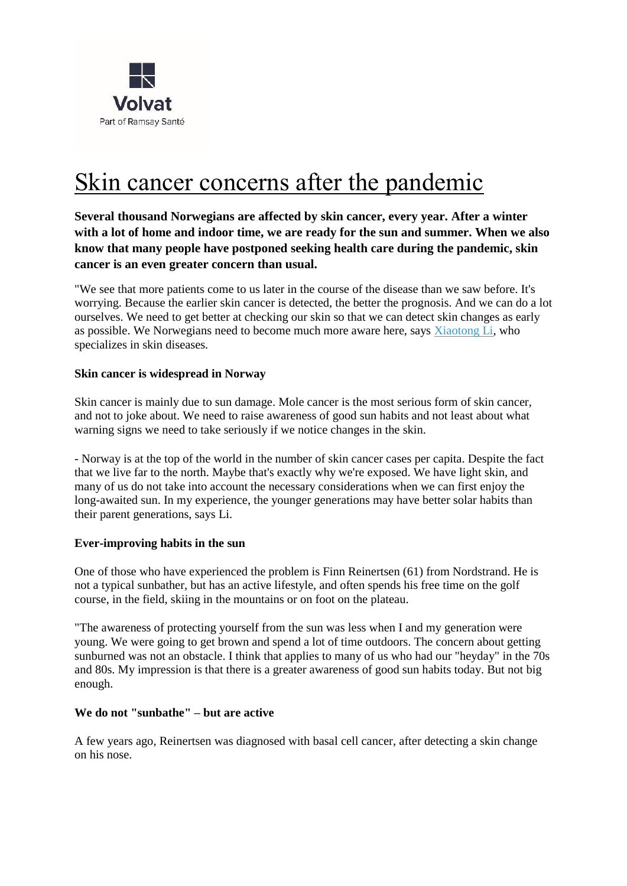Volvat

Part of Ramsay Santé

# Skin cancer concerns after the pandemic

**Several thousand Norwegians are affected by skin cancer, every year. After a winter with a lot of home and indoor time, we are ready for the sun and summer. When we also know that many people have postponed seeking health care during the pandemic, skin cancer is an even greater concern than usual.**

"We see that more patients come to us later in the course of the disease than we saw before. It's worrying. Because the earlier skin cancer is detected, the better the prognosis. And we can do a lot ourselves. We need to get better at checking our skin so that we can detect skin changes as early as possible. We Norwegians need to become much more aware here, says Xiaotong Li, who specializes in skin diseases.

**Skin cancer is widespread in Norway**

Skin cancer is mainly due to sun damage. Mole cancer is the most serious form of skin cancer, and not to joke about. We need to raise awareness of good sun habits and not least about what warning signs we need to take seriously if we notice changes in the skin.

- Norway is at the top of the world in the number of skin cancer cases per capita. Despite the fact that we live far to the north. Maybe that's exactly why we're exposed. We have light skin, and many of us do not take into account the necessary considerations when we can first enjoy the long-awaited sun. In my experience, the younger generations may have better solar habits than their parent generations, says Li.

**Ever-improving habits in the sun**

One of those who have experienced the problem is Finn Reinertsen (61) from Nordstrand. He is not a typical sunbather, but has an active lifestyle, and often spends his free time on the golf course, in the field, skiing in the mountains or on foot on the plateau.

"The awareness of protecting yourself from the sun was less when I and my generation were young. We were going to get brown and spend a lot of time outdoors. The concern about getting sunburned was not an obstacle. I think that applies to many of us who had our "heyday" in the 70s and 80s. My impression is that there is a greater awareness of good sun habits today. But not big enough.

**We do not "sunbathe" – but are active**

A few years ago, Reinertsen was diagnosed with basal cell cancer, after detecting a skin change on his nose.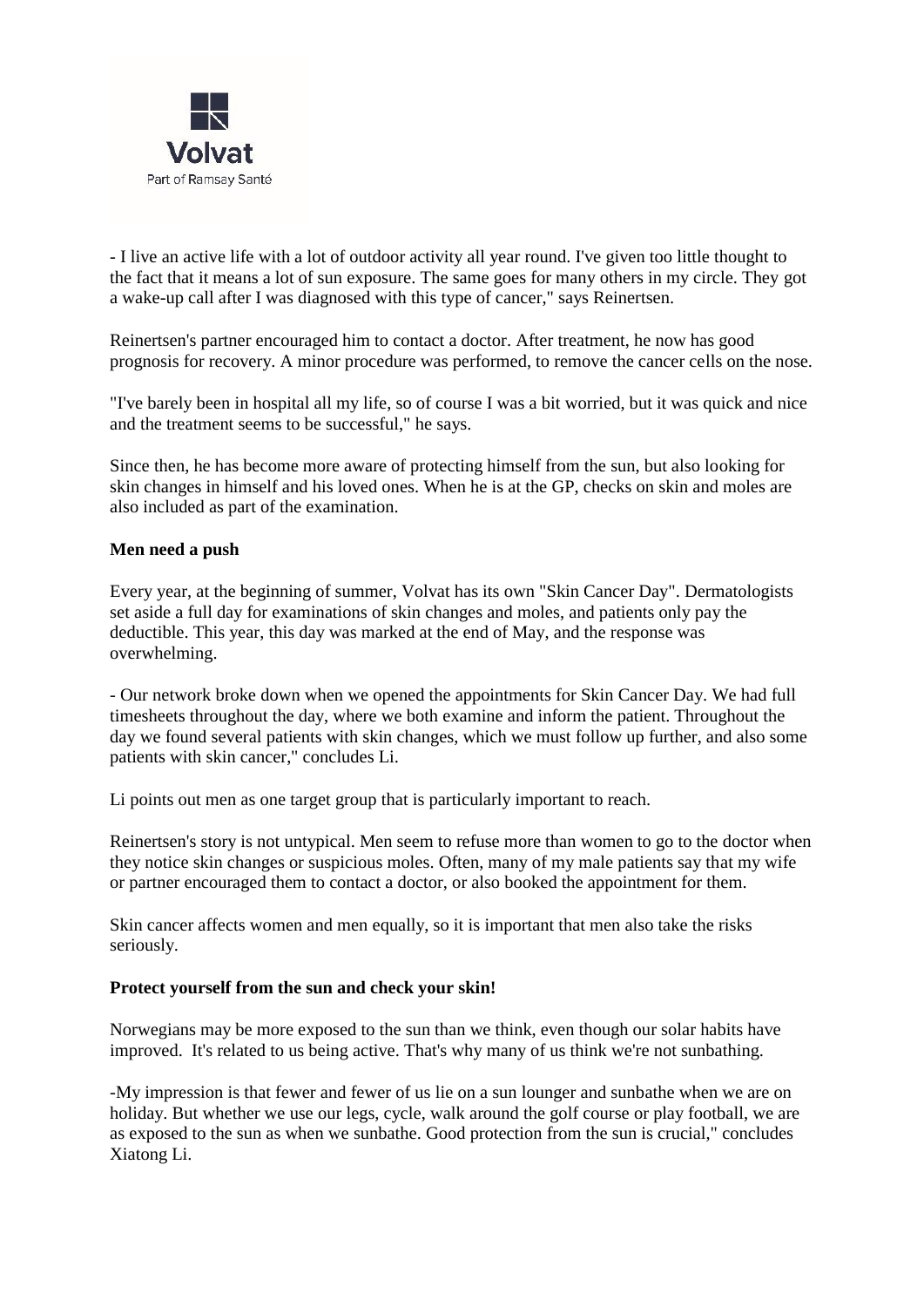- I live an active life with a lot of outdoor activity all year round. I've given too little thought to the fact that it means a lot of sun exposure. The same goes for many others in my circle. They got a wake-up call after I was diagnosed with this type of cancer," says Reinertsen.

Reinertsen's partner encouraged him to contact a doctor. After treatment, he now has good prognosis for recovery. A minor procedure was performed, to remove the cancer cells on the nose.

"I've barely been in hospital all my life, so of course I was a bit worried, but it was quick and nice and the treatment seems to be successful," he says.

Since then, he has become more aware of protecting himself from the sun, but also looking for skin changes in himself and his loved ones. When he is at the GP, checks on skin and moles are also included as part of the examination.

**Men need a push**

Every year, at the beginning of summer, Volvat has its own "Skin Cancer Day". Dermatologists set aside a full day for examinations of skin changes and moles, and patients only pay the deductible. This year, this day was marked at the end of May, and the response was overwhelming.

- Our network broke down when we opened the appointments for Skin Cancer Day. We had full timesheets throughout the day, where we both examine and inform the patient. Throughout the day we found several patients with skin changes, which we must follow up further, and also some patients with skin cancer," concludes Li.

Li points out men as one target group that is particularly important to reach.

Reinertsen's story is not untypical. Men seem to refuse more than women to go to the doctor when they notice skin changes or suspicious moles. Often, many of my male patients say that my wife or partner encouraged them to contact a doctor, or also booked the appointment for them.

Skin cancer affects women and men equally, so it is important that men also take the risks seriously.

**Protect yourself from the sun and check your skin!**

Norwegians may be more exposed to the sun than we think, even though our solar habits have improved. It's related to us being active. That's why many of us think we're not sunbathing.

-My impression is that fewer and fewer of us lie on a sun lounger and sunbathe when we are on holiday. But whether we use our legs, cycle, walk around the golf course or play football, we are as exposed to the sun as when we sunbathe. Good protection from the sun is crucial," concludes Xiatong Li.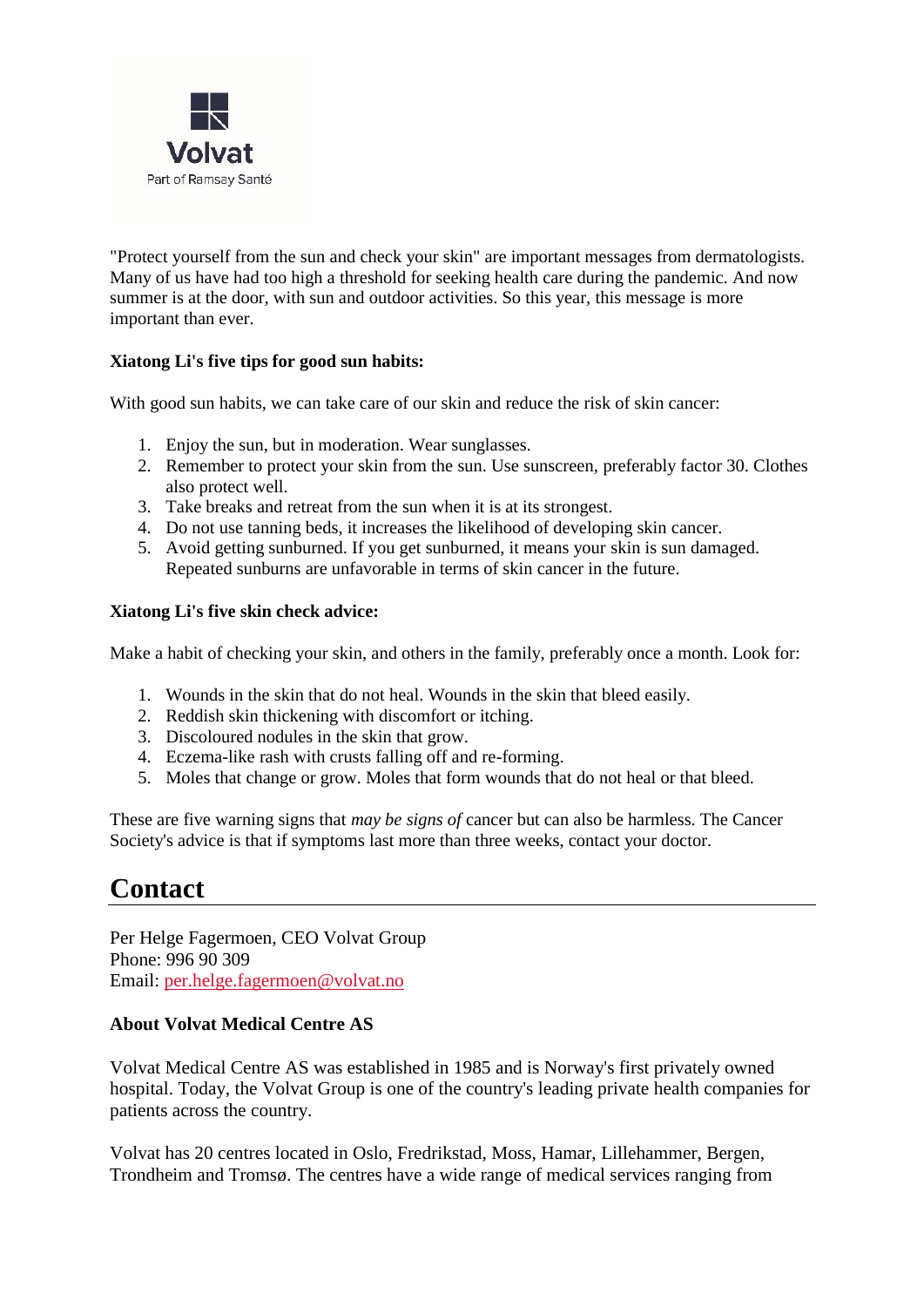"Protect yourself from the sun and check your skin" are important messages from dermatologists. Many of us have had too high a threshold for seeking health care during the pandemic. And now summer is at the door, with sun and outdoor activities. So this year, this message is more important than ever.

**Xiatong Li's five tips for good sun habits:**

With good sun habits, we can take care of our skin and reduce the risk of skin cancer:

1. Enjoy the sun, but in moderation. Wear sunglasses.
2. Remember to protect your skin from the sun. Use sunscreen, preferably factor 30. Clothes also protect well.
3. Take breaks and retreat from the sun when it is at its strongest.
4. Do not use tanning beds, it increases the likelihood of developing skin cancer.
5. Avoid getting sunburned. If you get sunburned, it means your skin is sun damaged. Repeated sunburns are unfavorable in terms of skin cancer in the future.

**Xiatong Li's five skin check advice:**

Make a habit of checking your skin, and others in the family, preferably once a month. Look for:

1. Wounds in the skin that do not heal. Wounds in the skin that bleed easily.
2. Reddish skin thickening with discomfort or itching.
3. Discoloured nodules in the skin that grow.
4. Eczema-like rash with crusts falling off and re-forming.
5. Moles that change or grow. Moles that form wounds that do not heal or that bleed.

These are five warning signs that *may be signs of* cancer but can also be harmless. The Cancer Society's advice is that if symptoms last more than three weeks, contact your doctor.

## Contact

Per Helge Fagermoen, CEO Volvat Group
Phone: 996 90 309
Email: per.helge.fagermoen@volvat.no

**About Volvat Medical Centre AS**

Volvat Medical Centre AS was established in 1985 and is Norway's first privately owned hospital. Today, the Volvat Group is one of the country's leading private health companies for patients across the country.

Volvat has 20 centres located in Oslo, Fredrikstad, Moss, Hamar, Lillehammer, Bergen, Trondheim and Tromsø. The centres have a wide range of medical services ranging from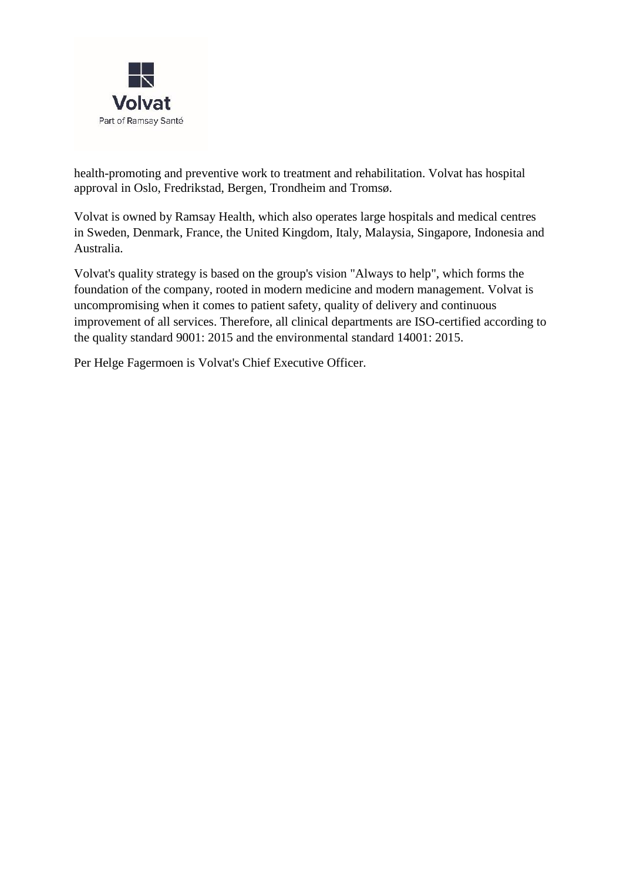health-promoting and preventive work to treatment and rehabilitation. Volvat has hospital approval in Oslo, Fredrikstad, Bergen, Trondheim and Tromsø.

Volvat is owned by Ramsay Health, which also operates large hospitals and medical centres in Sweden, Denmark, France, the United Kingdom, Italy, Malaysia, Singapore, Indonesia and Australia.

Volvat's quality strategy is based on the group's vision "Always to help", which forms the foundation of the company, rooted in modern medicine and modern management. Volvat is uncompromising when it comes to patient safety, quality of delivery and continuous improvement of all services. Therefore, all clinical departments are ISO-certified according to the quality standard 9001: 2015 and the environmental standard 14001: 2015.

Per Helge Fagermoen is Volvat's Chief Executive Officer.